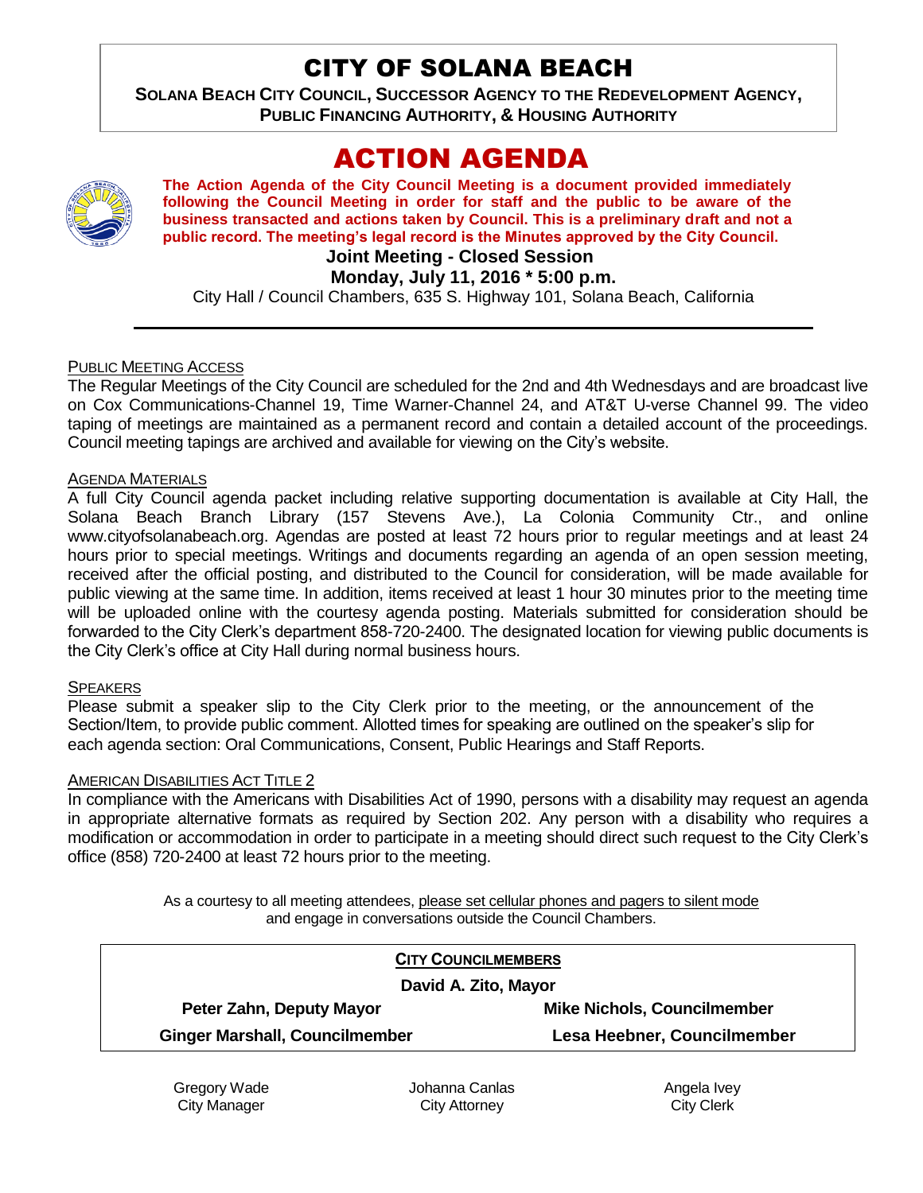# CITY OF SOLANA BEACH

**SOLANA BEACH CITY COUNCIL, SUCCESSOR AGENCY TO THE REDEVELOPMENT AGENCY, PUBLIC FINANCING AUTHORITY, & HOUSING AUTHORITY**

# ACTION AGENDA

**The Action Agenda of the City Council Meeting is a document provided immediately following the Council Meeting in order for staff and the public to be aware of the business transacted and actions taken by Council. This is a preliminary draft and not a public record. The meeting's legal record is the Minutes approved by the City Council.**

**Joint Meeting - Closed Session**

**Monday, July 11, 2016 * 5:00 p.m.**

City Hall / Council Chambers, 635 S. Highway 101, Solana Beach, California

PUBLIC MEETING ACCESS

The Regular Meetings of the City Council are scheduled for the 2nd and 4th Wednesdays and are broadcast live on Cox Communications-Channel 19, Time Warner-Channel 24, and AT&T U-verse Channel 99. The video taping of meetings are maintained as a permanent record and contain a detailed account of the proceedings. Council meeting tapings are archived and available for viewing on the City's website.

AGENDA MATERIALS

A full City Council agenda packet including relative supporting documentation is available at City Hall, the Solana Beach Branch Library (157 Stevens Ave.), La Colonia Community Ctr., and online www.cityofsolanabeach.org. Agendas are posted at least 72 hours prior to regular meetings and at least 24 hours prior to special meetings. Writings and documents regarding an agenda of an open session meeting, received after the official posting, and distributed to the Council for consideration, will be made available for public viewing at the same time. In addition, items received at least 1 hour 30 minutes prior to the meeting time will be uploaded online with the courtesy agenda posting. Materials submitted for consideration should be forwarded to the City Clerk's department 858-720-2400. The designated location for viewing public documents is the City Clerk's office at City Hall during normal business hours.

SPEAKERS

Please submit a speaker slip to the City Clerk prior to the meeting, or the announcement of the Section/Item, to provide public comment. Allotted times for speaking are outlined on the speaker's slip for each agenda section: Oral Communications, Consent, Public Hearings and Staff Reports.

AMERICAN DISABILITIES ACT TITLE 2

In compliance with the Americans with Disabilities Act of 1990, persons with a disability may request an agenda in appropriate alternative formats as required by Section 202. Any person with a disability who requires a modification or accommodation in order to participate in a meeting should direct such request to the City Clerk's office (858) 720-2400 at least 72 hours prior to the meeting.

As a courtesy to all meeting attendees, please set cellular phones and pagers to silent mode and engage in conversations outside the Council Chambers.

**CITY COUNCILMEMBERS**

**David A. Zito, Mayor**

| | |
|---|---|
| **Peter Zahn, Deputy Mayor** | **Mike Nichols, Councilmember** |
| **Ginger Marshall, Councilmember** | **Lesa Heebner, Councilmember** |

| | | |
|---|---|---|
| Gregory Wade<br>City Manager | Johanna Canlas<br>City Attorney | Angela Ivey<br>City Clerk |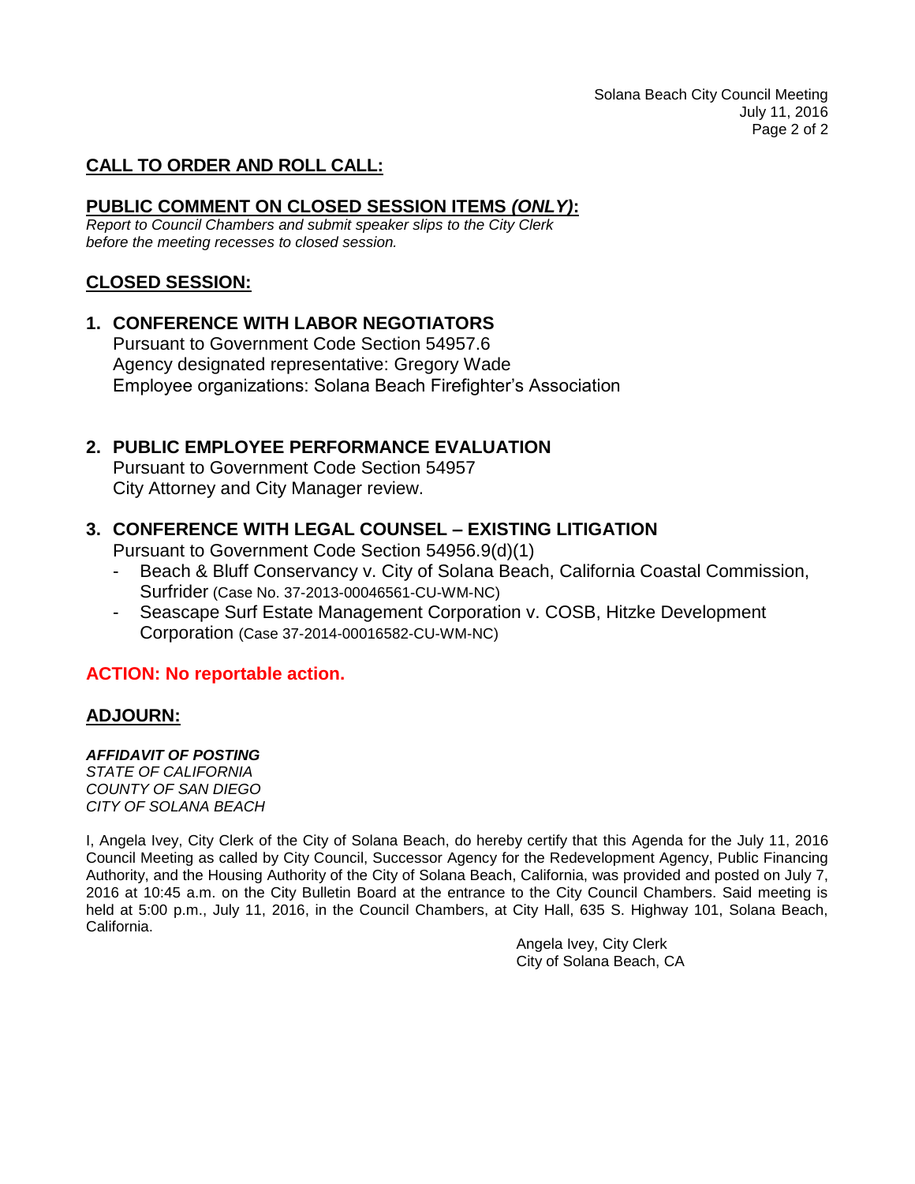## CALL TO ORDER AND ROLL CALL:

## PUBLIC COMMENT ON CLOSED SESSION ITEMS *(ONLY)*:

*Report to Council Chambers and submit speaker slips to the City Clerk before the meeting recesses to closed session.*

## CLOSED SESSION:

### 1. CONFERENCE WITH LABOR NEGOTIATORS

Pursuant to Government Code Section 54957.6
Agency designated representative: Gregory Wade
Employee organizations: Solana Beach Firefighter's Association

### 2. PUBLIC EMPLOYEE PERFORMANCE EVALUATION

Pursuant to Government Code Section 54957
City Attorney and City Manager review.

### 3. CONFERENCE WITH LEGAL COUNSEL – EXISTING LITIGATION

Pursuant to Government Code Section 54956.9(d)(1)

- Beach & Bluff Conservancy v. City of Solana Beach, California Coastal Commission, Surfrider (Case No. 37-2013-00046561-CU-WM-NC)
- Seascape Surf Estate Management Corporation v. COSB, Hitzke Development Corporation (Case 37-2014-00016582-CU-WM-NC)

**ACTION: No reportable action.**

## ADJOURN:

***AFFIDAVIT OF POSTING***
*STATE OF CALIFORNIA*
*COUNTY OF SAN DIEGO*
*CITY OF SOLANA BEACH*

I, Angela Ivey, City Clerk of the City of Solana Beach, do hereby certify that this Agenda for the July 11, 2016 Council Meeting as called by City Council, Successor Agency for the Redevelopment Agency, Public Financing Authority, and the Housing Authority of the City of Solana Beach, California, was provided and posted on July 7, 2016 at 10:45 a.m. on the City Bulletin Board at the entrance to the City Council Chambers. Said meeting is held at 5:00 p.m., July 11, 2016, in the Council Chambers, at City Hall, 635 S. Highway 101, Solana Beach, California.

Angela Ivey, City Clerk
City of Solana Beach, CA